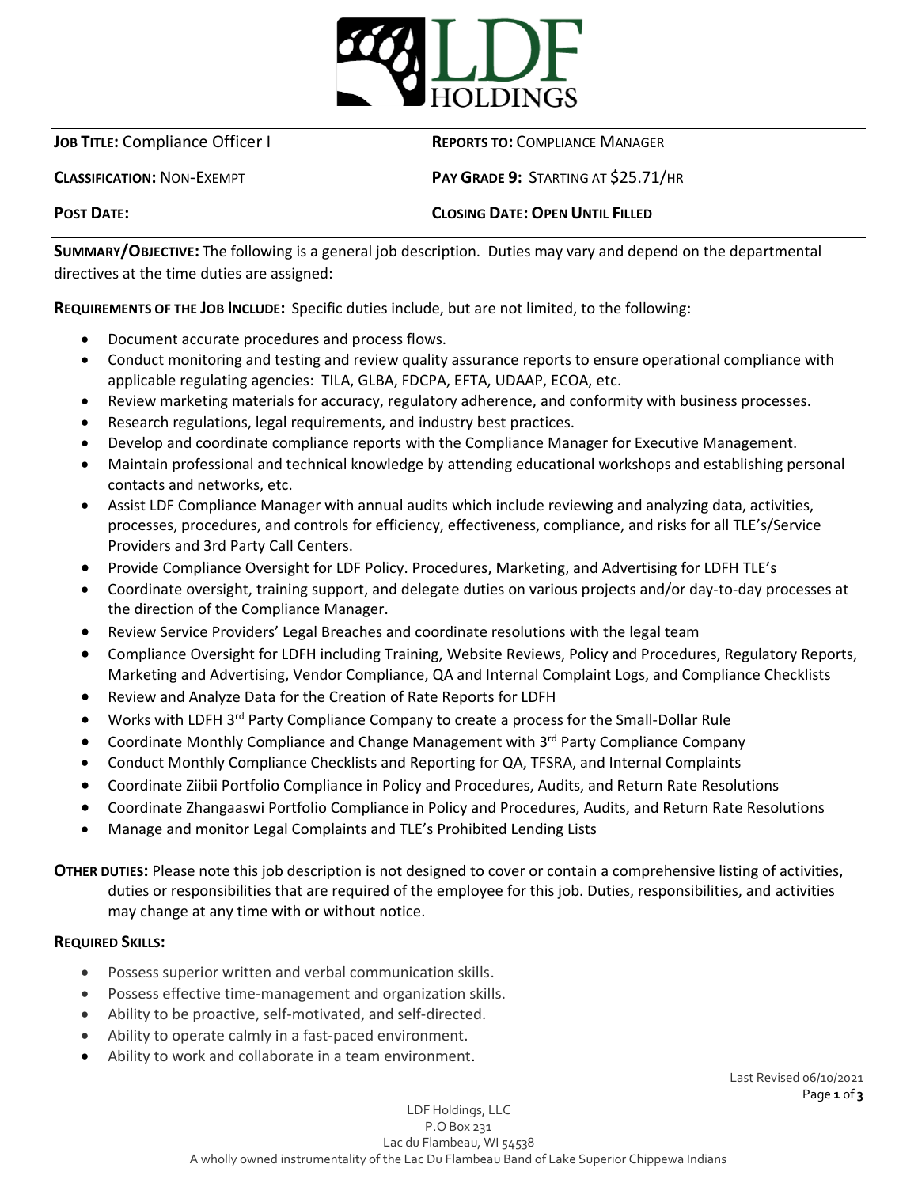**JOB TITLE:** Compliance Officer I

**REPORTS TO:** COMPLIANCE MANAGER

**CLASSIFICATION:** NON-EXEMPT

**PAY GRADE 9:** STARTING AT $25.71/HR

**POST DATE:**

**CLOSING DATE: OPEN UNTIL FILLED**

**SUMMARY/OBJECTIVE:** The following is a general job description. Duties may vary and depend on the departmental directives at the time duties are assigned:

**REQUIREMENTS OF THE JOB INCLUDE:** Specific duties include, but are not limited, to the following:

- Document accurate procedures and process flows.
- Conduct monitoring and testing and review quality assurance reports to ensure operational compliance with applicable regulating agencies: TILA, GLBA, FDCPA, EFTA, UDAAP, ECOA, etc.
- Review marketing materials for accuracy, regulatory adherence, and conformity with business processes.
- Research regulations, legal requirements, and industry best practices.
- Develop and coordinate compliance reports with the Compliance Manager for Executive Management.
- Maintain professional and technical knowledge by attending educational workshops and establishing personal contacts and networks, etc.
- Assist LDF Compliance Manager with annual audits which include reviewing and analyzing data, activities, processes, procedures, and controls for efficiency, effectiveness, compliance, and risks for all TLE's/Service Providers and 3rd Party Call Centers.
- Provide Compliance Oversight for LDF Policy. Procedures, Marketing, and Advertising for LDFH TLE's
- Coordinate oversight, training support, and delegate duties on various projects and/or day-to-day processes at the direction of the Compliance Manager.
- Review Service Providers' Legal Breaches and coordinate resolutions with the legal team
- Compliance Oversight for LDFH including Training, Website Reviews, Policy and Procedures, Regulatory Reports, Marketing and Advertising, Vendor Compliance, QA and Internal Complaint Logs, and Compliance Checklists
- Review and Analyze Data for the Creation of Rate Reports for LDFH
- Works with LDFH 3rd Party Compliance Company to create a process for the Small-Dollar Rule
- Coordinate Monthly Compliance and Change Management with 3rd Party Compliance Company
- Conduct Monthly Compliance Checklists and Reporting for QA, TFSRA, and Internal Complaints
- Coordinate Ziibii Portfolio Compliance in Policy and Procedures, Audits, and Return Rate Resolutions
- Coordinate Zhangaaswi Portfolio Compliance in Policy and Procedures, Audits, and Return Rate Resolutions
- Manage and monitor Legal Complaints and TLE's Prohibited Lending Lists

**OTHER DUTIES:** Please note this job description is not designed to cover or contain a comprehensive listing of activities, duties or responsibilities that are required of the employee for this job. Duties, responsibilities, and activities may change at any time with or without notice.

**REQUIRED SKILLS:**

- Possess superior written and verbal communication skills.
- Possess effective time-management and organization skills.
- Ability to be proactive, self-motivated, and self-directed.
- Ability to operate calmly in a fast-paced environment.
- Ability to work and collaborate in a team environment.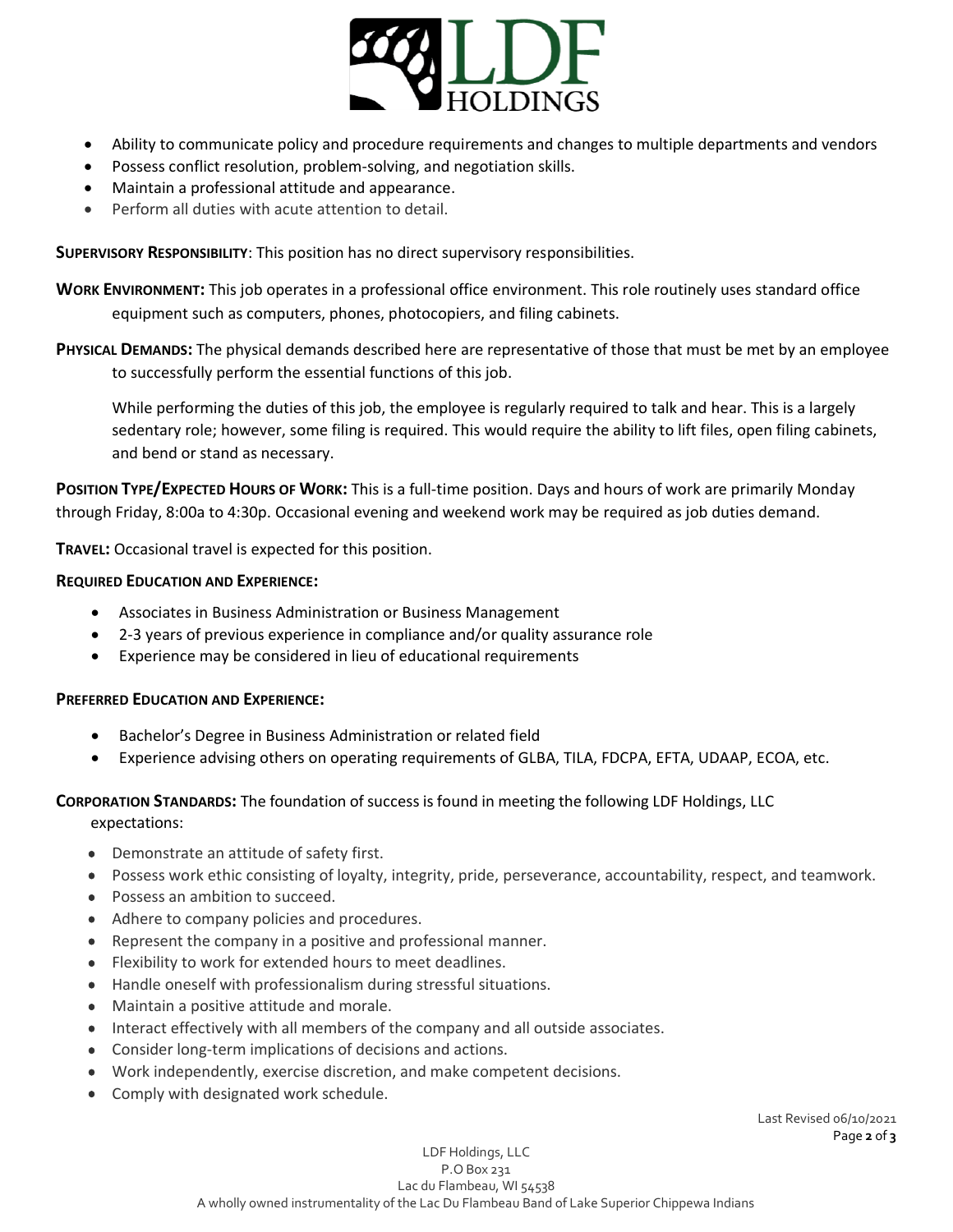- Ability to communicate policy and procedure requirements and changes to multiple departments and vendors
- Possess conflict resolution, problem-solving, and negotiation skills.
- Maintain a professional attitude and appearance.
- Perform all duties with acute attention to detail.

**SUPERVISORY RESPONSIBILITY**: This position has no direct supervisory responsibilities.

**WORK ENVIRONMENT:** This job operates in a professional office environment. This role routinely uses standard office equipment such as computers, phones, photocopiers, and filing cabinets.

**PHYSICAL DEMANDS:** The physical demands described here are representative of those that must be met by an employee to successfully perform the essential functions of this job.

While performing the duties of this job, the employee is regularly required to talk and hear. This is a largely sedentary role; however, some filing is required. This would require the ability to lift files, open filing cabinets, and bend or stand as necessary.

**POSITION TYPE/EXPECTED HOURS OF WORK:** This is a full-time position. Days and hours of work are primarily Monday through Friday, 8:00a to 4:30p. Occasional evening and weekend work may be required as job duties demand.

**TRAVEL:** Occasional travel is expected for this position.

**REQUIRED EDUCATION AND EXPERIENCE:**

- Associates in Business Administration or Business Management
- 2-3 years of previous experience in compliance and/or quality assurance role
- Experience may be considered in lieu of educational requirements

**PREFERRED EDUCATION AND EXPERIENCE:**

- Bachelor's Degree in Business Administration or related field
- Experience advising others on operating requirements of GLBA, TILA, FDCPA, EFTA, UDAAP, ECOA, etc.

**CORPORATION STANDARDS:** The foundation of success is found in meeting the following LDF Holdings, LLC expectations:

- Demonstrate an attitude of safety first.
- Possess work ethic consisting of loyalty, integrity, pride, perseverance, accountability, respect, and teamwork.
- Possess an ambition to succeed.
- Adhere to company policies and procedures.
- Represent the company in a positive and professional manner.
- Flexibility to work for extended hours to meet deadlines.
- Handle oneself with professionalism during stressful situations.
- Maintain a positive attitude and morale.
- Interact effectively with all members of the company and all outside associates.
- Consider long-term implications of decisions and actions.
- Work independently, exercise discretion, and make competent decisions.
- Comply with designated work schedule.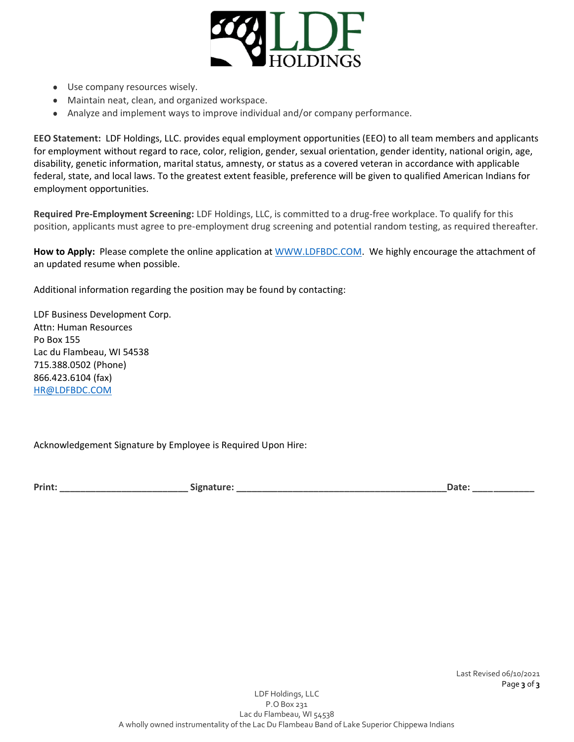- Use company resources wisely.
- Maintain neat, clean, and organized workspace.
- Analyze and implement ways to improve individual and/or company performance.

**EEO Statement:** LDF Holdings, LLC. provides equal employment opportunities (EEO) to all team members and applicants for employment without regard to race, color, religion, gender, sexual orientation, gender identity, national origin, age, disability, genetic information, marital status, amnesty, or status as a covered veteran in accordance with applicable federal, state, and local laws. To the greatest extent feasible, preference will be given to qualified American Indians for employment opportunities.

**Required Pre-Employment Screening:** LDF Holdings, LLC, is committed to a drug-free workplace. To qualify for this position, applicants must agree to pre-employment drug screening and potential random testing, as required thereafter.

**How to Apply:** Please complete the online application at WWW.LDFBDC.COM. We highly encourage the attachment of an updated resume when possible.

Additional information regarding the position may be found by contacting:

LDF Business Development Corp.
Attn: Human Resources
Po Box 155
Lac du Flambeau, WI 54538
715.388.0502 (Phone)
866.423.6104 (fax)
HR@LDFBDC.COM

Acknowledgement Signature by Employee is Required Upon Hire:

**Print:** ________________________ **Signature:** ________________________________________ **Date:** ___________

Last Revised 06/10/2021

LDF Holdings, LLC
P.O Box 231
Lac du Flambeau, WI 54538
A wholly owned instrumentality of the Lac Du Flambeau Band of Lake Superior Chippewa Indians